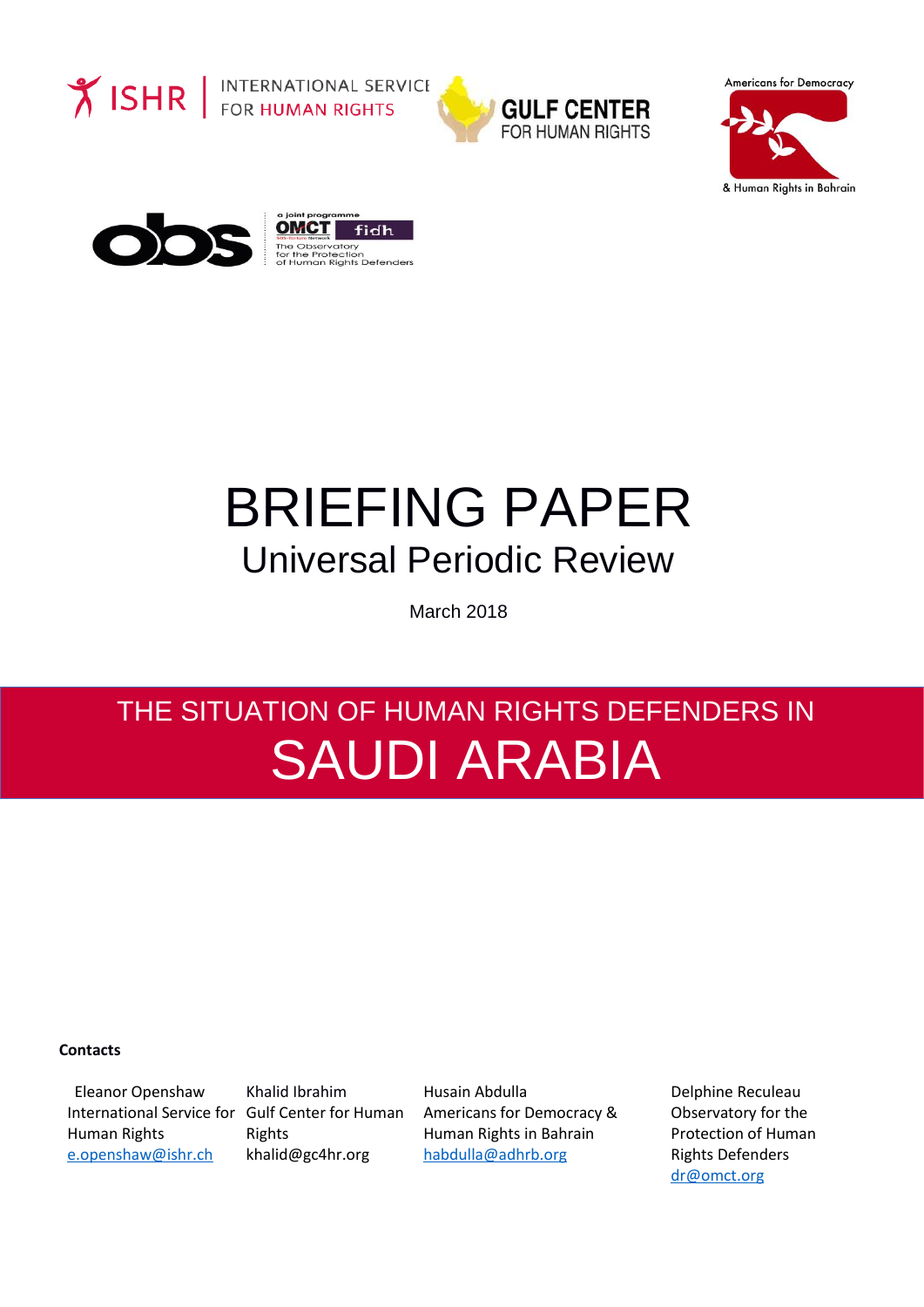ISHR | INTERNATIONAL SERVICE FOR HUMAN RIGHTS

GULF CENTER FOR HUMAN RIGHTS

Americans for Democracy & Human Rights in Bahrain

obs — a joint programme OMCT fidh — The Observatory for the Protection of Human Rights Defenders

# BRIEFING PAPER

## Universal Periodic Review

March 2018

# THE SITUATION OF HUMAN RIGHTS DEFENDERS IN SAUDI ARABIA

**Contacts**

Eleanor Openshaw
International Service for Human Rights
e.openshaw@ishr.ch

Khalid Ibrahim
Gulf Center for Human Rights
khalid@gc4hr.org

Husain Abdulla
Americans for Democracy & Human Rights in Bahrain
habdulla@adhrb.org

Delphine Reculeau
Observatory for the Protection of Human Rights Defenders
dr@omct.org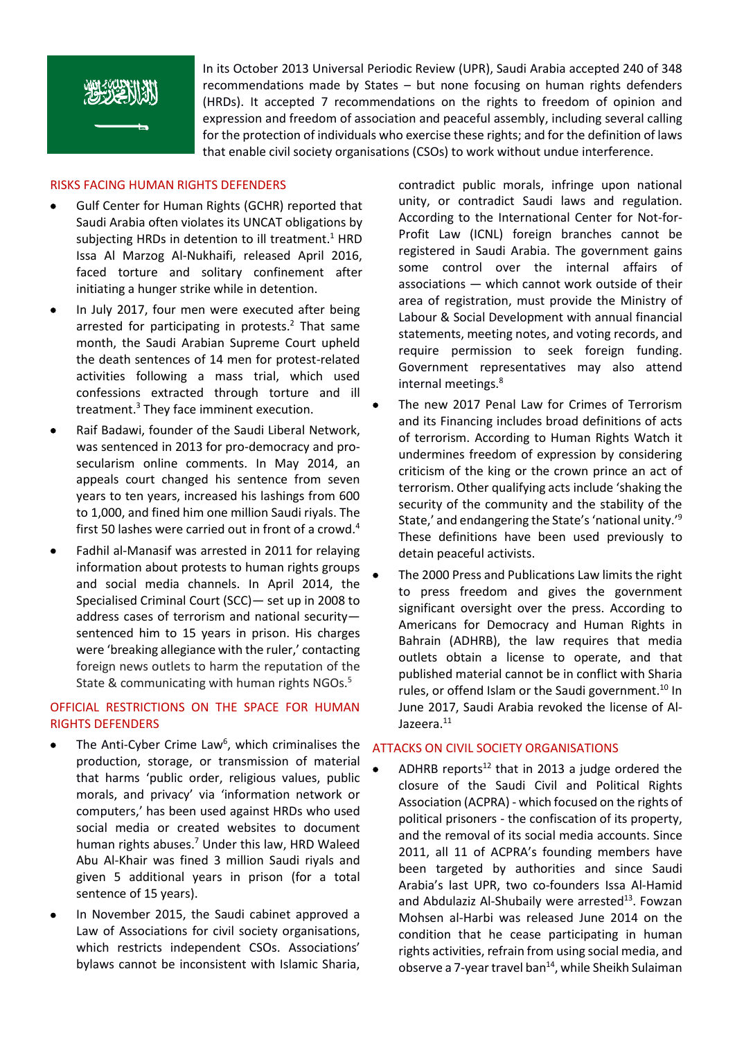In its October 2013 Universal Periodic Review (UPR), Saudi Arabia accepted 240 of 348 recommendations made by States – but none focusing on human rights defenders (HRDs). It accepted 7 recommendations on the rights to freedom of opinion and expression and freedom of association and peaceful assembly, including several calling for the protection of individuals who exercise these rights; and for the definition of laws that enable civil society organisations (CSOs) to work without undue interference.

## RISKS FACING HUMAN RIGHTS DEFENDERS

- Gulf Center for Human Rights (GCHR) reported that Saudi Arabia often violates its UNCAT obligations by subjecting HRDs in detention to ill treatment.[1] HRD Issa Al Marzog Al-Nukhaifi, released April 2016, faced torture and solitary confinement after initiating a hunger strike while in detention.
- In July 2017, four men were executed after being arrested for participating in protests.[2] That same month, the Saudi Arabian Supreme Court upheld the death sentences of 14 men for protest-related activities following a mass trial, which used confessions extracted through torture and ill treatment.[3] They face imminent execution.
- Raif Badawi, founder of the Saudi Liberal Network, was sentenced in 2013 for pro-democracy and pro-secularism online comments. In May 2014, an appeals court changed his sentence from seven years to ten years, increased his lashings from 600 to 1,000, and fined him one million Saudi riyals. The first 50 lashes were carried out in front of a crowd.[4]
- Fadhil al-Manasif was arrested in 2011 for relaying information about protests to human rights groups and social media channels. In April 2014, the Specialised Criminal Court (SCC)— set up in 2008 to address cases of terrorism and national security—sentenced him to 15 years in prison. His charges were 'breaking allegiance with the ruler,' contacting foreign news outlets to harm the reputation of the State & communicating with human rights NGOs.[5]

## OFFICIAL RESTRICTIONS ON THE SPACE FOR HUMAN RIGHTS DEFENDERS

- The Anti-Cyber Crime Law[6], which criminalises the production, storage, or transmission of material that harms 'public order, religious values, public morals, and privacy' via 'information network or computers,' has been used against HRDs who used social media or created websites to document human rights abuses.[7] Under this law, HRD Waleed Abu Al-Khair was fined 3 million Saudi riyals and given 5 additional years in prison (for a total sentence of 15 years).
- In November 2015, the Saudi cabinet approved a Law of Associations for civil society organisations, which restricts independent CSOs. Associations' bylaws cannot be inconsistent with Islamic Sharia, contradict public morals, infringe upon national unity, or contradict Saudi laws and regulation. According to the International Center for Not-for-Profit Law (ICNL) foreign branches cannot be registered in Saudi Arabia. The government gains some control over the internal affairs of associations — which cannot work outside of their area of registration, must provide the Ministry of Labour & Social Development with annual financial statements, meeting notes, and voting records, and require permission to seek foreign funding. Government representatives may also attend internal meetings.[8]
- The new 2017 Penal Law for Crimes of Terrorism and its Financing includes broad definitions of acts of terrorism. According to Human Rights Watch it undermines freedom of expression by considering criticism of the king or the crown prince an act of terrorism. Other qualifying acts include 'shaking the security of the community and the stability of the State,' and endangering the State's 'national unity.'[9] These definitions have been used previously to detain peaceful activists.
- The 2000 Press and Publications Law limits the right to press freedom and gives the government significant oversight over the press. According to Americans for Democracy and Human Rights in Bahrain (ADHRB), the law requires that media outlets obtain a license to operate, and that published material cannot be in conflict with Sharia rules, or offend Islam or the Saudi government.[10] In June 2017, Saudi Arabia revoked the license of Al-Jazeera.[11]

## ATTACKS ON CIVIL SOCIETY ORGANISATIONS

- ADHRB reports[12] that in 2013 a judge ordered the closure of the Saudi Civil and Political Rights Association (ACPRA) - which focused on the rights of political prisoners - the confiscation of its property, and the removal of its social media accounts. Since 2011, all 11 of ACPRA's founding members have been targeted by authorities and since Saudi Arabia's last UPR, two co-founders Issa Al-Hamid and Abdulaziz Al-Shubaily were arrested[13]. Fowzan Mohsen al-Harbi was released June 2014 on the condition that he cease participating in human rights activities, refrain from using social media, and observe a 7-year travel ban[14], while Sheikh Sulaiman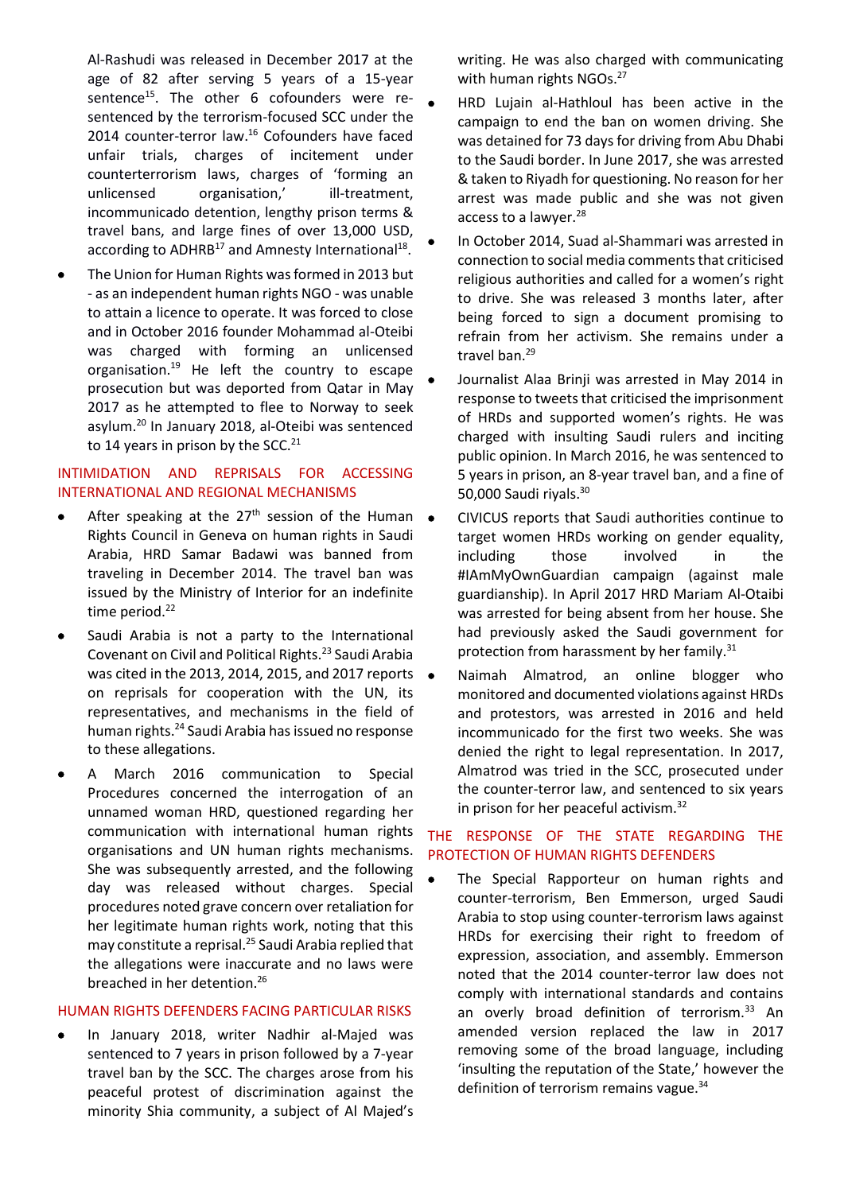Al-Rashudi was released in December 2017 at the age of 82 after serving 5 years of a 15-year sentence[15]. The other 6 cofounders were re-sentenced by the terrorism-focused SCC under the 2014 counter-terror law.[16] Cofounders have faced unfair trials, charges of incitement under counterterrorism laws, charges of 'forming an unlicensed organisation,' ill-treatment, incommunicado detention, lengthy prison terms & travel bans, and large fines of over 13,000 USD, according to ADHRB[17] and Amnesty International[18].

- The Union for Human Rights was formed in 2013 but - as an independent human rights NGO - was unable to attain a licence to operate. It was forced to close and in October 2016 founder Mohammad al-Oteibi was charged with forming an unlicensed organisation.[19] He left the country to escape prosecution but was deported from Qatar in May 2017 as he attempted to flee to Norway to seek asylum.[20] In January 2018, al-Oteibi was sentenced to 14 years in prison by the SCC.[21]

## INTIMIDATION AND REPRISALS FOR ACCESSING INTERNATIONAL AND REGIONAL MECHANISMS

- After speaking at the 27th session of the Human Rights Council in Geneva on human rights in Saudi Arabia, HRD Samar Badawi was banned from traveling in December 2014. The travel ban was issued by the Ministry of Interior for an indefinite time period.[22]
- Saudi Arabia is not a party to the International Covenant on Civil and Political Rights.[23] Saudi Arabia was cited in the 2013, 2014, 2015, and 2017 reports on reprisals for cooperation with the UN, its representatives, and mechanisms in the field of human rights.[24] Saudi Arabia has issued no response to these allegations.
- A March 2016 communication to Special Procedures concerned the interrogation of an unnamed woman HRD, questioned regarding her communication with international human rights organisations and UN human rights mechanisms. She was subsequently arrested, and the following day was released without charges. Special procedures noted grave concern over retaliation for her legitimate human rights work, noting that this may constitute a reprisal.[25] Saudi Arabia replied that the allegations were inaccurate and no laws were breached in her detention.[26]

## HUMAN RIGHTS DEFENDERS FACING PARTICULAR RISKS

- In January 2018, writer Nadhir al-Majed was sentenced to 7 years in prison followed by a 7-year travel ban by the SCC. The charges arose from his peaceful protest of discrimination against the minority Shia community, a subject of Al Majed's writing. He was also charged with communicating with human rights NGOs.[27]
- HRD Lujain al-Hathloul has been active in the campaign to end the ban on women driving. She was detained for 73 days for driving from Abu Dhabi to the Saudi border. In June 2017, she was arrested & taken to Riyadh for questioning. No reason for her arrest was made public and she was not given access to a lawyer.[28]
- In October 2014, Suad al-Shammari was arrested in connection to social media comments that criticised religious authorities and called for a women's right to drive. She was released 3 months later, after being forced to sign a document promising to refrain from her activism. She remains under a travel ban.[29]
- Journalist Alaa Brinji was arrested in May 2014 in response to tweets that criticised the imprisonment of HRDs and supported women's rights. He was charged with insulting Saudi rulers and inciting public opinion. In March 2016, he was sentenced to 5 years in prison, an 8-year travel ban, and a fine of 50,000 Saudi riyals.[30]
- CIVICUS reports that Saudi authorities continue to target women HRDs working on gender equality, including those involved in the #IAmMyOwnGuardian campaign (against male guardianship). In April 2017 HRD Mariam Al-Otaibi was arrested for being absent from her house. She had previously asked the Saudi government for protection from harassment by her family.[31]
- Naimah Almatrod, an online blogger who monitored and documented violations against HRDs and protestors, was arrested in 2016 and held incommunicado for the first two weeks. She was denied the right to legal representation. In 2017, Almatrod was tried in the SCC, prosecuted under the counter-terror law, and sentenced to six years in prison for her peaceful activism.[32]

## THE RESPONSE OF THE STATE REGARDING THE PROTECTION OF HUMAN RIGHTS DEFENDERS

- The Special Rapporteur on human rights and counter-terrorism, Ben Emmerson, urged Saudi Arabia to stop using counter-terrorism laws against HRDs for exercising their right to freedom of expression, association, and assembly. Emmerson noted that the 2014 counter-terror law does not comply with international standards and contains an overly broad definition of terrorism.[33] An amended version replaced the law in 2017 removing some of the broad language, including 'insulting the reputation of the State,' however the definition of terrorism remains vague.[34]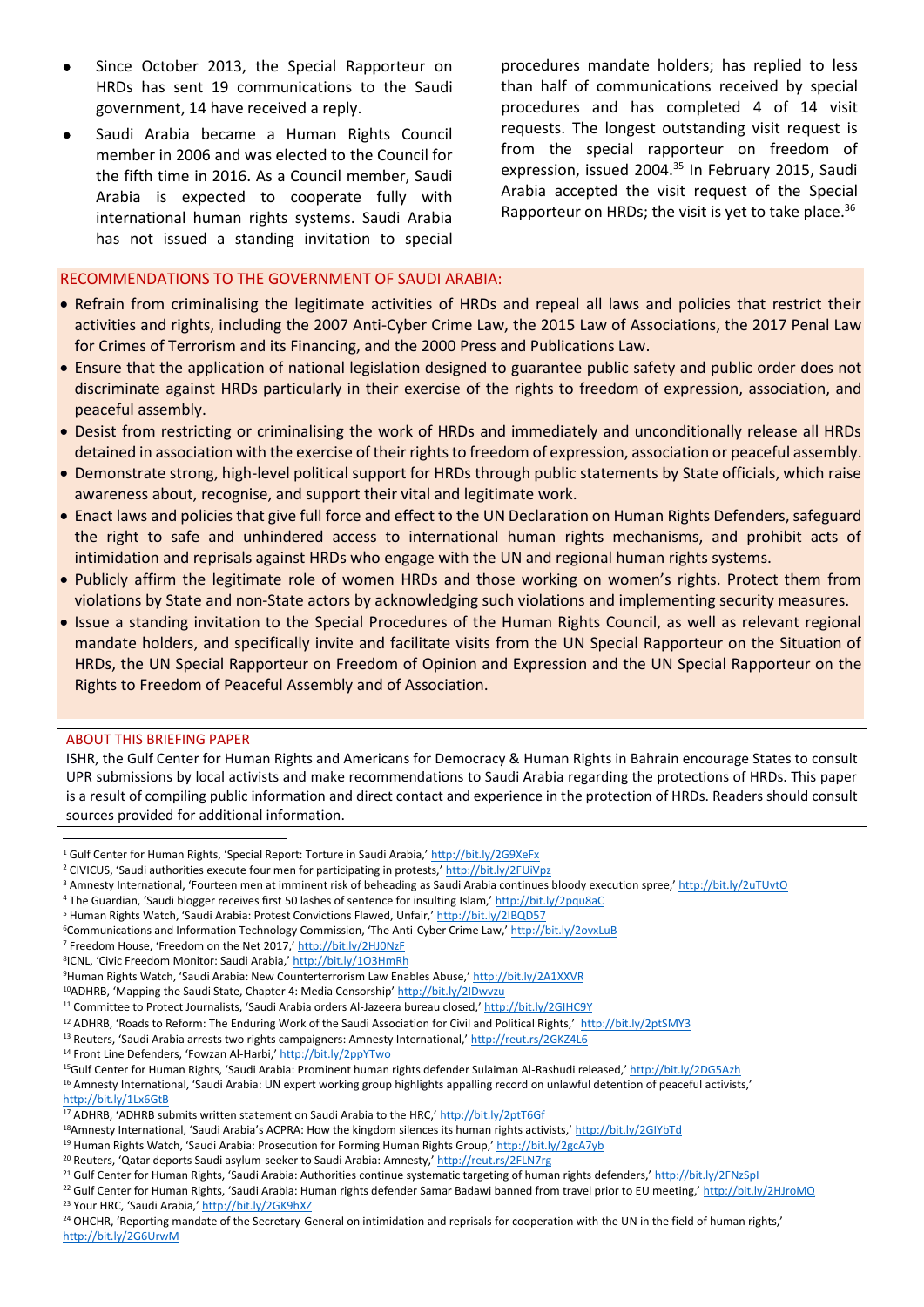- Since October 2013, the Special Rapporteur on HRDs has sent 19 communications to the Saudi government, 14 have received a reply.
- Saudi Arabia became a Human Rights Council member in 2006 and was elected to the Council for the fifth time in 2016. As a Council member, Saudi Arabia is expected to cooperate fully with international human rights systems. Saudi Arabia has not issued a standing invitation to special procedures mandate holders; has replied to less than half of communications received by special procedures and has completed 4 of 14 visit requests. The longest outstanding visit request is from the special rapporteur on freedom of expression, issued 2004.[35] In February 2015, Saudi Arabia accepted the visit request of the Special Rapporteur on HRDs; the visit is yet to take place.[36]

## RECOMMENDATIONS TO THE GOVERNMENT OF SAUDI ARABIA:

- Refrain from criminalising the legitimate activities of HRDs and repeal all laws and policies that restrict their activities and rights, including the 2007 Anti-Cyber Crime Law, the 2015 Law of Associations, the 2017 Penal Law for Crimes of Terrorism and its Financing, and the 2000 Press and Publications Law.
- Ensure that the application of national legislation designed to guarantee public safety and public order does not discriminate against HRDs particularly in their exercise of the rights to freedom of expression, association, and peaceful assembly.
- Desist from restricting or criminalising the work of HRDs and immediately and unconditionally release all HRDs detained in association with the exercise of their rights to freedom of expression, association or peaceful assembly.
- Demonstrate strong, high-level political support for HRDs through public statements by State officials, which raise awareness about, recognise, and support their vital and legitimate work.
- Enact laws and policies that give full force and effect to the UN Declaration on Human Rights Defenders, safeguard the right to safe and unhindered access to international human rights mechanisms, and prohibit acts of intimidation and reprisals against HRDs who engage with the UN and regional human rights systems.
- Publicly affirm the legitimate role of women HRDs and those working on women's rights. Protect them from violations by State and non-State actors by acknowledging such violations and implementing security measures.
- Issue a standing invitation to the Special Procedures of the Human Rights Council, as well as relevant regional mandate holders, and specifically invite and facilitate visits from the UN Special Rapporteur on the Situation of HRDs, the UN Special Rapporteur on Freedom of Opinion and Expression and the UN Special Rapporteur on the Rights to Freedom of Peaceful Assembly and of Association.

## ABOUT THIS BRIEFING PAPER

ISHR, the Gulf Center for Human Rights and Americans for Democracy & Human Rights in Bahrain encourage States to consult UPR submissions by local activists and make recommendations to Saudi Arabia regarding the protections of HRDs. This paper is a result of compiling public information and direct contact and experience in the protection of HRDs. Readers should consult sources provided for additional information.

---

[1] Gulf Center for Human Rights, 'Special Report: Torture in Saudi Arabia,' http://bit.ly/2G9XeFx
[2] CIVICUS, 'Saudi authorities execute four men for participating in protests,' http://bit.ly/2FUiVpz
[3] Amnesty International, 'Fourteen men at imminent risk of beheading as Saudi Arabia continues bloody execution spree,' http://bit.ly/2uTUvtO
[4] The Guardian, 'Saudi blogger receives first 50 lashes of sentence for insulting Islam,' http://bit.ly/2pqu8aC
[5] Human Rights Watch, 'Saudi Arabia: Protest Convictions Flawed, Unfair,' http://bit.ly/2IBQD57
[6] Communications and Information Technology Commission, 'The Anti-Cyber Crime Law,' http://bit.ly/2ovxLuB
[7] Freedom House, 'Freedom on the Net 2017,' http://bit.ly/2HJ0NzF
[8] ICNL, 'Civic Freedom Monitor: Saudi Arabia,' http://bit.ly/1O3HmRh
[9] Human Rights Watch, 'Saudi Arabia: New Counterterrorism Law Enables Abuse,' http://bit.ly/2A1XXVR
[10] ADHRB, 'Mapping the Saudi State, Chapter 4: Media Censorship' http://bit.ly/2IDwvzu
[11] Committee to Protect Journalists, 'Saudi Arabia orders Al-Jazeera bureau closed,' http://bit.ly/2GIHC9Y
[12] ADHRB, 'Roads to Reform: The Enduring Work of the Saudi Association for Civil and Political Rights,' http://bit.ly/2ptSMY3
[13] Reuters, 'Saudi Arabia arrests two rights campaigners: Amnesty International,' http://reut.rs/2GKZ4L6
[14] Front Line Defenders, 'Fowzan Al-Harbi,' http://bit.ly/2ppYTwo
[15] Gulf Center for Human Rights, 'Saudi Arabia: Prominent human rights defender Sulaiman Al-Rashudi released,' http://bit.ly/2DG5Azh
[16] Amnesty International, 'Saudi Arabia: UN expert working group highlights appalling record on unlawful detention of peaceful activists,' http://bit.ly/1Lx6GtB
[17] ADHRB, 'ADHRB submits written statement on Saudi Arabia to the HRC,' http://bit.ly/2ptT6Gf
[18] Amnesty International, 'Saudi Arabia's ACPRA: How the kingdom silences its human rights activists,' http://bit.ly/2GIYbTd
[19] Human Rights Watch, 'Saudi Arabia: Prosecution for Forming Human Rights Group,' http://bit.ly/2gcA7yb
[20] Reuters, 'Qatar deports Saudi asylum-seeker to Saudi Arabia: Amnesty,' http://reut.rs/2FLN7rg
[21] Gulf Center for Human Rights, 'Saudi Arabia: Authorities continue systematic targeting of human rights defenders,' http://bit.ly/2FNzSpI
[22] Gulf Center for Human Rights, 'Saudi Arabia: Human rights defender Samar Badawi banned from travel prior to EU meeting,' http://bit.ly/2HJroMQ
[23] Your HRC, 'Saudi Arabia,' http://bit.ly/2GK9hXZ
[24] OHCHR, 'Reporting mandate of the Secretary-General on intimidation and reprisals for cooperation with the UN in the field of human rights,' http://bit.ly/2G6UrwM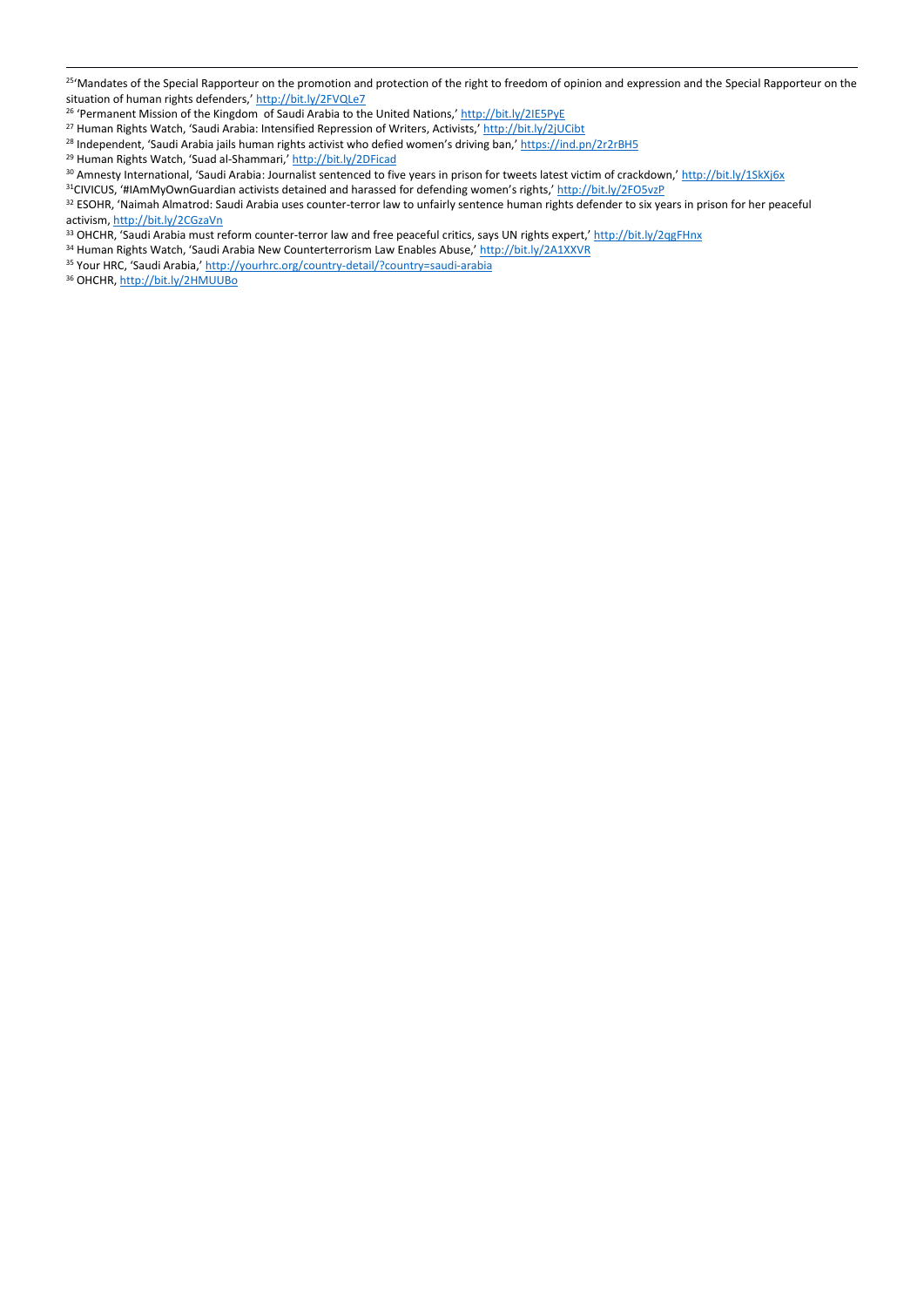[25]'Mandates of the Special Rapporteur on the promotion and protection of the right to freedom of opinion and expression and the Special Rapporteur on the situation of human rights defenders,' http://bit.ly/2FVQLe7

[26] 'Permanent Mission of the Kingdom of Saudi Arabia to the United Nations,' http://bit.ly/2IE5PyE

[27] Human Rights Watch, 'Saudi Arabia: Intensified Repression of Writers, Activists,' http://bit.ly/2jUCibt

[28] Independent, 'Saudi Arabia jails human rights activist who defied women's driving ban,' https://ind.pn/2r2rBH5

[29] Human Rights Watch, 'Suad al-Shammari,' http://bit.ly/2DFicad

[30] Amnesty International, 'Saudi Arabia: Journalist sentenced to five years in prison for tweets latest victim of crackdown,' http://bit.ly/1SkXj6x

[31]CIVICUS, '#IAmMyOwnGuardian activists detained and harassed for defending women's rights,' http://bit.ly/2FO5vzP

[32] ESOHR, 'Naimah Almatrod: Saudi Arabia uses counter-terror law to unfairly sentence human rights defender to six years in prison for her peaceful activism, http://bit.ly/2CGzaVn

[33] OHCHR, 'Saudi Arabia must reform counter-terror law and free peaceful critics, says UN rights expert,' http://bit.ly/2qgFHnx

[34] Human Rights Watch, 'Saudi Arabia New Counterterrorism Law Enables Abuse,' http://bit.ly/2A1XXVR

[35] Your HRC, 'Saudi Arabia,' http://yourhrc.org/country-detail/?country=saudi-arabia

[36] OHCHR, http://bit.ly/2HMUUBo